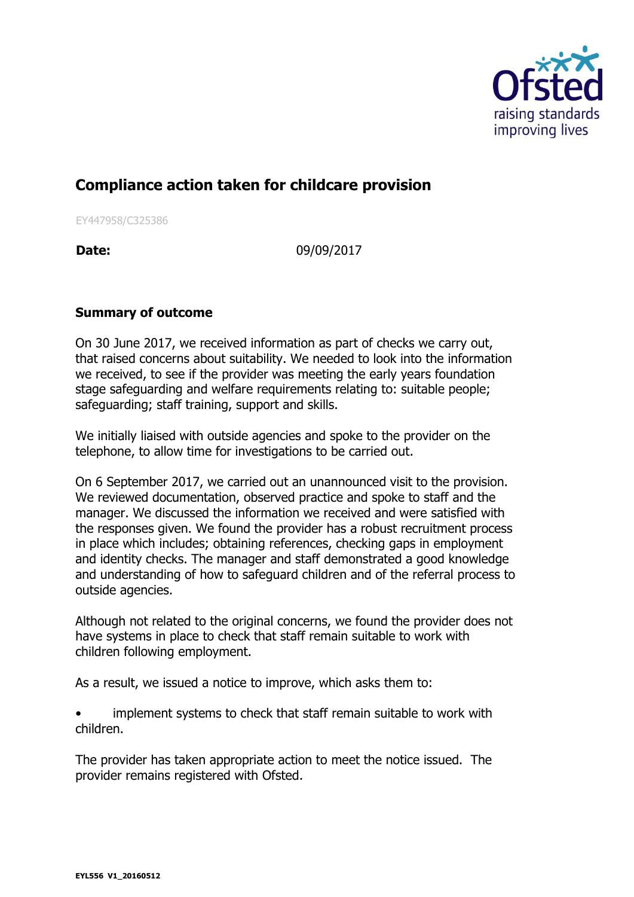# Compliance action taken for childcare provision

EY447958/C325386

**Date:** 09/09/2017

**Summary of outcome**

On 30 June 2017, we received information as part of checks we carry out, that raised concerns about suitability. We needed to look into the information we received, to see if the provider was meeting the early years foundation stage safeguarding and welfare requirements relating to: suitable people; safeguarding; staff training, support and skills.

We initially liaised with outside agencies and spoke to the provider on the telephone, to allow time for investigations to be carried out.

On 6 September 2017, we carried out an unannounced visit to the provision. We reviewed documentation, observed practice and spoke to staff and the manager. We discussed the information we received and were satisfied with the responses given. We found the provider has a robust recruitment process in place which includes; obtaining references, checking gaps in employment and identity checks. The manager and staff demonstrated a good knowledge and understanding of how to safeguard children and of the referral process to outside agencies.

Although not related to the original concerns, we found the provider does not have systems in place to check that staff remain suitable to work with children following employment.

As a result, we issued a notice to improve, which asks them to:

- implement systems to check that staff remain suitable to work with children.

The provider has taken appropriate action to meet the notice issued. The provider remains registered with Ofsted.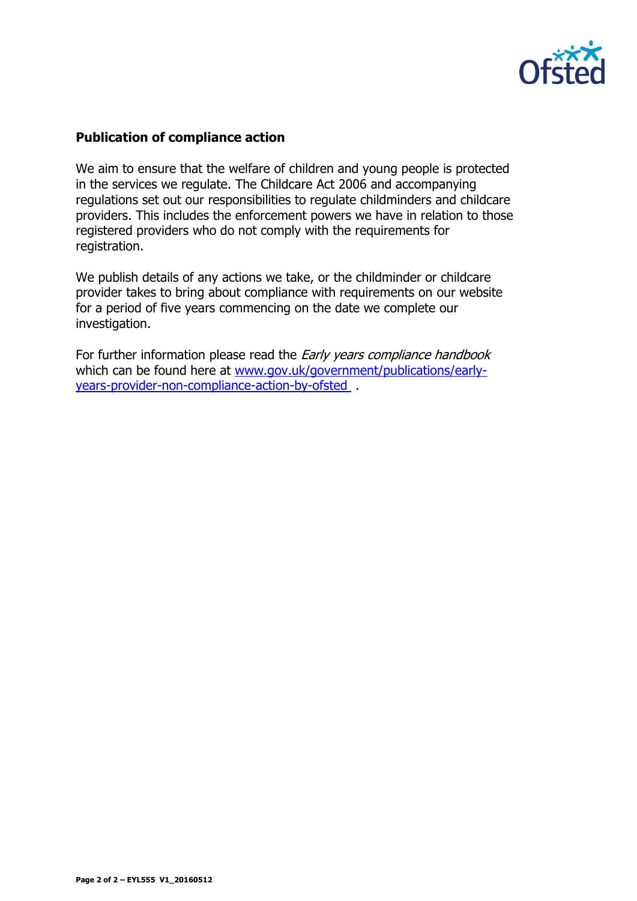**Publication of compliance action**

We aim to ensure that the welfare of children and young people is protected in the services we regulate. The Childcare Act 2006 and accompanying regulations set out our responsibilities to regulate childminders and childcare providers. This includes the enforcement powers we have in relation to those registered providers who do not comply with the requirements for registration.

We publish details of any actions we take, or the childminder or childcare provider takes to bring about compliance with requirements on our website for a period of five years commencing on the date we complete our investigation.

For further information please read the *Early years compliance handbook* which can be found here at [www.gov.uk/government/publications/early-years-provider-non-compliance-action-by-ofsted](www.gov.uk/government/publications/early-years-provider-non-compliance-action-by-ofsted) .